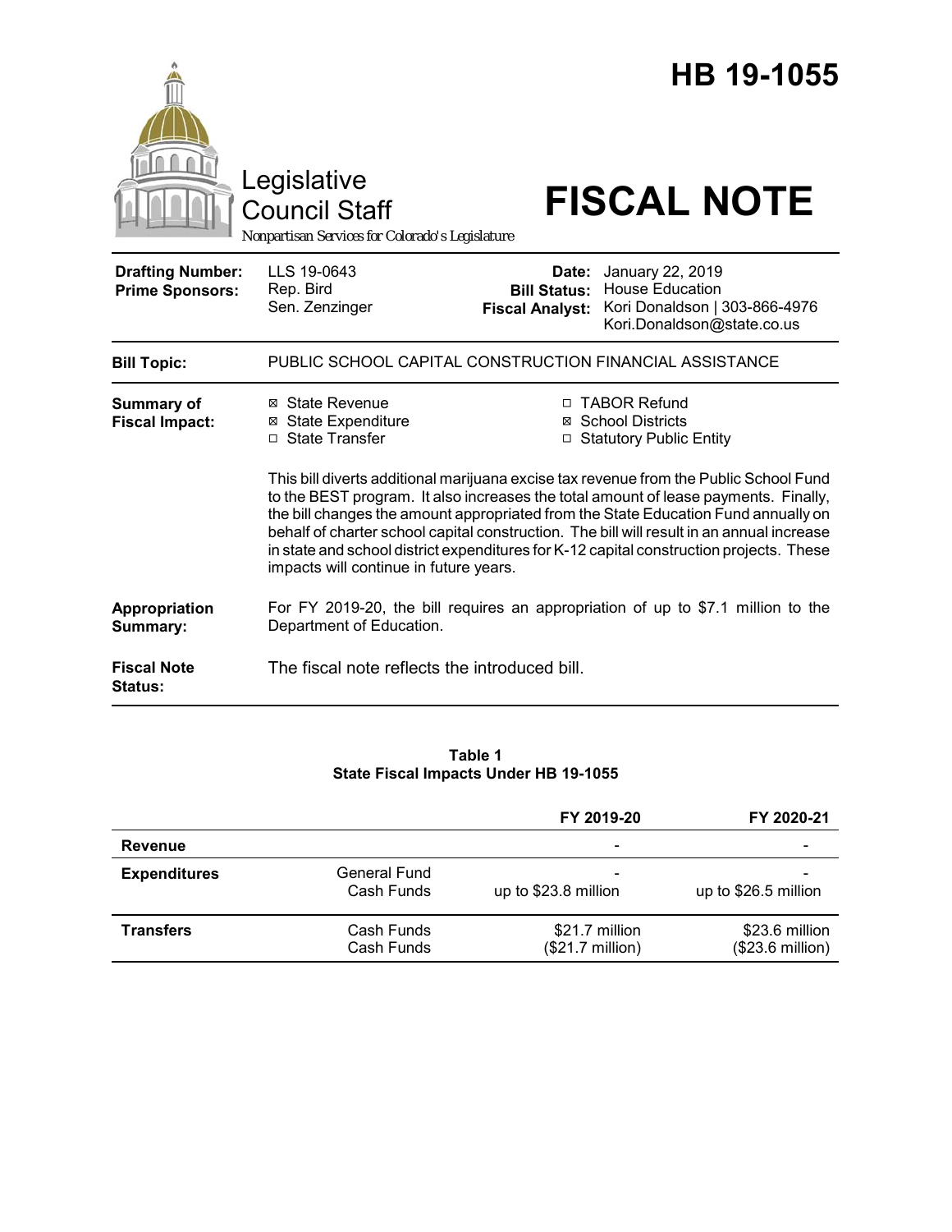# HB 19-1055

Legislative Council Staff

*Nonpartisan Services for Colorado's Legislature*

# FISCAL NOTE

| | | | |
|---|---|---|---|
| **Drafting Number:** | LLS 19-0643 | **Date:** | January 22, 2019 |
| **Prime Sponsors:** | Rep. Bird<br>Sen. Zenzinger | **Bill Status:** | House Education |
| | | **Fiscal Analyst:** | Kori Donaldson \| 303-866-4976<br>Kori.Donaldson@state.co.us |

**Bill Topic:** PUBLIC SCHOOL CAPITAL CONSTRUCTION FINANCIAL ASSISTANCE

**Summary of Fiscal Impact:**

- ☒ State Revenue
- ☒ State Expenditure
- ☐ State Transfer
- ☐ TABOR Refund
- ☒ School Districts
- ☐ Statutory Public Entity

This bill diverts additional marijuana excise tax revenue from the Public School Fund to the BEST program. It also increases the total amount of lease payments. Finally, the bill changes the amount appropriated from the State Education Fund annually on behalf of charter school capital construction. The bill will result in an annual increase in state and school district expenditures for K-12 capital construction projects. These impacts will continue in future years.

**Appropriation Summary:** For FY 2019-20, the bill requires an appropriation of up to $7.1 million to the Department of Education.

**Fiscal Note Status:** The fiscal note reflects the introduced bill.

**Table 1**
**State Fiscal Impacts Under HB 19-1055**

| | | FY 2019-20 | FY 2020-21 |
|---|---|---|---|
| **Revenue** | | - | - |
| **Expenditures** | General Fund | - | - |
| | Cash Funds | up to $23.8 million | up to $26.5 million |
| **Transfers** | Cash Funds | $21.7 million | $23.6 million |
| | Cash Funds | ($21.7 million) | ($23.6 million) |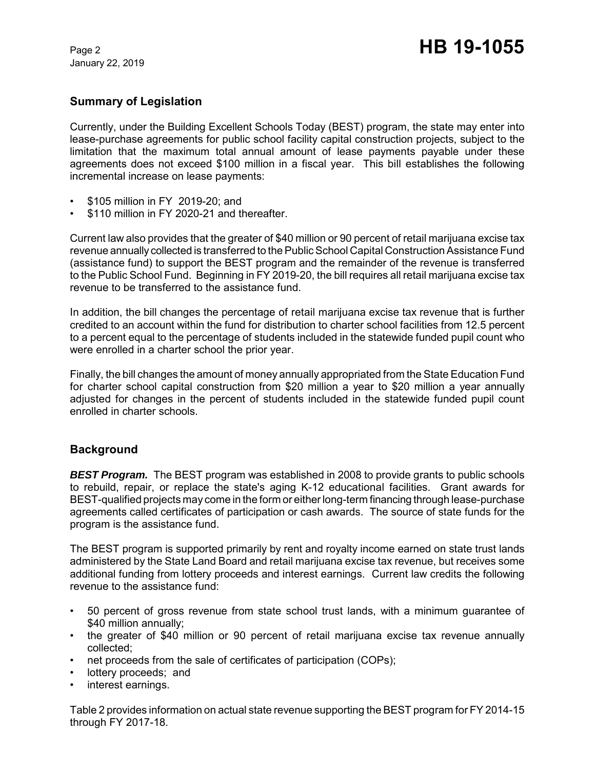## Summary of Legislation

Currently, under the Building Excellent Schools Today (BEST) program, the state may enter into lease-purchase agreements for public school facility capital construction projects, subject to the limitation that the maximum total annual amount of lease payments payable under these agreements does not exceed $100 million in a fiscal year. This bill establishes the following incremental increase on lease payments:

- $105 million in FY 2019-20; and
- $110 million in FY 2020-21 and thereafter.

Current law also provides that the greater of $40 million or 90 percent of retail marijuana excise tax revenue annually collected is transferred to the Public School Capital Construction Assistance Fund (assistance fund) to support the BEST program and the remainder of the revenue is transferred to the Public School Fund. Beginning in FY 2019-20, the bill requires all retail marijuana excise tax revenue to be transferred to the assistance fund.

In addition, the bill changes the percentage of retail marijuana excise tax revenue that is further credited to an account within the fund for distribution to charter school facilities from 12.5 percent to a percent equal to the percentage of students included in the statewide funded pupil count who were enrolled in a charter school the prior year.

Finally, the bill changes the amount of money annually appropriated from the State Education Fund for charter school capital construction from $20 million a year to $20 million a year annually adjusted for changes in the percent of students included in the statewide funded pupil count enrolled in charter schools.

## Background

***BEST Program.*** The BEST program was established in 2008 to provide grants to public schools to rebuild, repair, or replace the state's aging K-12 educational facilities. Grant awards for BEST-qualified projects may come in the form or either long-term financing through lease-purchase agreements called certificates of participation or cash awards. The source of state funds for the program is the assistance fund.

The BEST program is supported primarily by rent and royalty income earned on state trust lands administered by the State Land Board and retail marijuana excise tax revenue, but receives some additional funding from lottery proceeds and interest earnings. Current law credits the following revenue to the assistance fund:

- 50 percent of gross revenue from state school trust lands, with a minimum guarantee of $40 million annually;
- the greater of $40 million or 90 percent of retail marijuana excise tax revenue annually collected;
- net proceeds from the sale of certificates of participation (COPs);
- lottery proceeds; and
- interest earnings.

Table 2 provides information on actual state revenue supporting the BEST program for FY 2014-15 through FY 2017-18.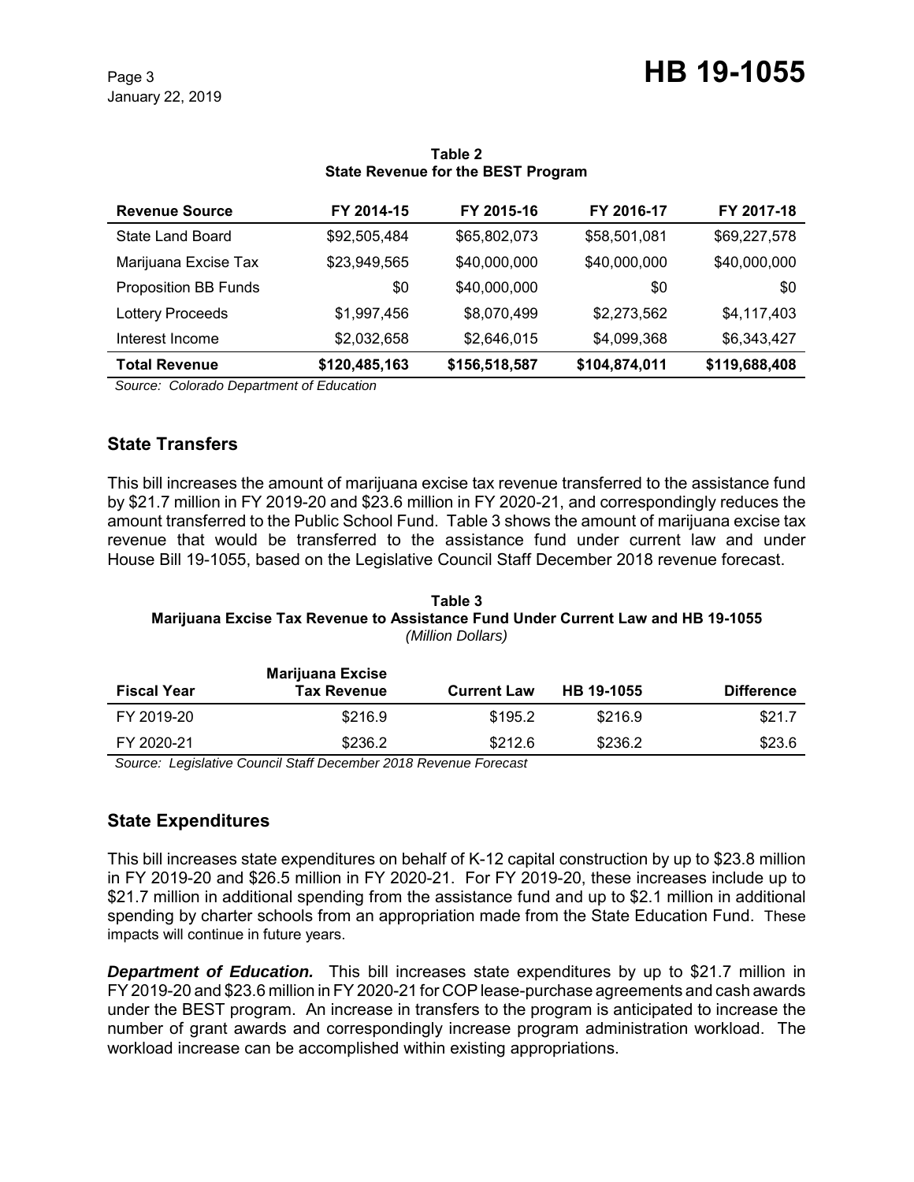**Table 2**
**State Revenue for the BEST Program**

| Revenue Source | FY 2014-15 | FY 2015-16 | FY 2016-17 | FY 2017-18 |
|---|---|---|---|---|
| State Land Board | $92,505,484 | $65,802,073 | $58,501,081 | $69,227,578 |
| Marijuana Excise Tax | $23,949,565 | $40,000,000 | $40,000,000 | $40,000,000 |
| Proposition BB Funds | $0 | $40,000,000 | $0 | $0 |
| Lottery Proceeds | $1,997,456 | $8,070,499 | $2,273,562 | $4,117,403 |
| Interest Income | $2,032,658 | $2,646,015 | $4,099,368 | $6,343,427 |
| **Total Revenue** | **$120,485,163** | **$156,518,587** | **$104,874,011** | **$119,688,408** |

*Source: Colorado Department of Education*

## State Transfers

This bill increases the amount of marijuana excise tax revenue transferred to the assistance fund by $21.7 million in FY 2019-20 and $23.6 million in FY 2020-21, and correspondingly reduces the amount transferred to the Public School Fund. Table 3 shows the amount of marijuana excise tax revenue that would be transferred to the assistance fund under current law and under House Bill 19-1055, based on the Legislative Council Staff December 2018 revenue forecast.

**Table 3**
**Marijuana Excise Tax Revenue to Assistance Fund Under Current Law and HB 19-1055**
*(Million Dollars)*

| Fiscal Year | Marijuana Excise Tax Revenue | Current Law | HB 19-1055 | Difference |
|---|---|---|---|---|
| FY 2019-20 | $216.9 | $195.2 | $216.9 | $21.7 |
| FY 2020-21 | $236.2 | $212.6 | $236.2 | $23.6 |

*Source: Legislative Council Staff December 2018 Revenue Forecast*

## State Expenditures

This bill increases state expenditures on behalf of K-12 capital construction by up to $23.8 million in FY 2019-20 and $26.5 million in FY 2020-21. For FY 2019-20, these increases include up to $21.7 million in additional spending from the assistance fund and up to $2.1 million in additional spending by charter schools from an appropriation made from the State Education Fund. These impacts will continue in future years.

***Department of Education.*** This bill increases state expenditures by up to $21.7 million in FY 2019-20 and $23.6 million in FY 2020-21 for COP lease-purchase agreements and cash awards under the BEST program. An increase in transfers to the program is anticipated to increase the number of grant awards and correspondingly increase program administration workload. The workload increase can be accomplished within existing appropriations.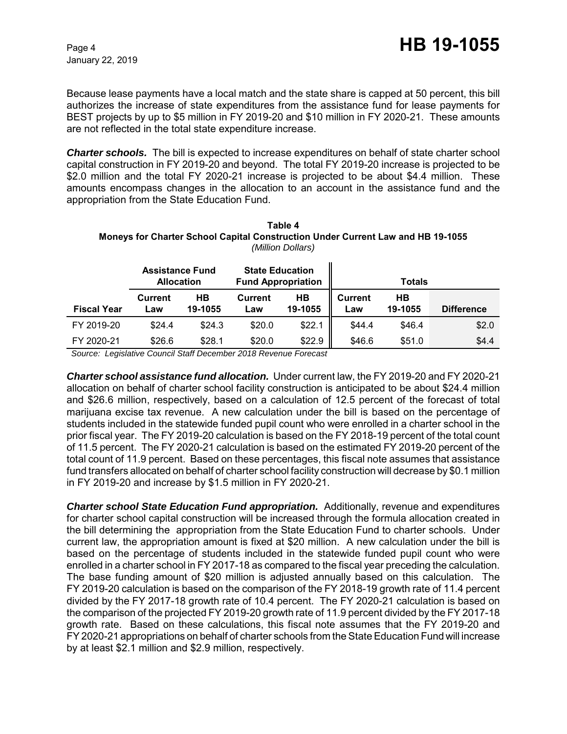Because lease payments have a local match and the state share is capped at 50 percent, this bill authorizes the increase of state expenditures from the assistance fund for lease payments for BEST projects by up to $5 million in FY 2019-20 and $10 million in FY 2020-21. These amounts are not reflected in the total state expenditure increase.

***Charter schools.*** The bill is expected to increase expenditures on behalf of state charter school capital construction in FY 2019-20 and beyond. The total FY 2019-20 increase is projected to be $2.0 million and the total FY 2020-21 increase is projected to be about $4.4 million. These amounts encompass changes in the allocation to an account in the assistance fund and the appropriation from the State Education Fund.

**Table 4**
**Moneys for Charter School Capital Construction Under Current Law and HB 19-1055**
*(Million Dollars)*

| | Assistance Fund Allocation | | State Education Fund Appropriation | | Totals | | |
|---|---|---|---|---|---|---|---|
| **Fiscal Year** | **Current Law** | **HB 19-1055** | **Current Law** | **HB 19-1055** | **Current Law** | **HB 19-1055** | **Difference** |
| FY 2019-20 | $24.4 | $24.3 | $20.0 | $22.1 | $44.4 | $46.4 | $2.0 |
| FY 2020-21 | $26.6 | $28.1 | $20.0 | $22.9 | $46.6 | $51.0 | $4.4 |

*Source: Legislative Council Staff December 2018 Revenue Forecast*

***Charter school assistance fund allocation.*** Under current law, the FY 2019-20 and FY 2020-21 allocation on behalf of charter school facility construction is anticipated to be about $24.4 million and $26.6 million, respectively, based on a calculation of 12.5 percent of the forecast of total marijuana excise tax revenue. A new calculation under the bill is based on the percentage of students included in the statewide funded pupil count who were enrolled in a charter school in the prior fiscal year. The FY 2019-20 calculation is based on the FY 2018-19 percent of the total count of 11.5 percent. The FY 2020-21 calculation is based on the estimated FY 2019-20 percent of the total count of 11.9 percent. Based on these percentages, this fiscal note assumes that assistance fund transfers allocated on behalf of charter school facility construction will decrease by $0.1 million in FY 2019-20 and increase by $1.5 million in FY 2020-21.

***Charter school State Education Fund appropriation.*** Additionally, revenue and expenditures for charter school capital construction will be increased through the formula allocation created in the bill determining the appropriation from the State Education Fund to charter schools. Under current law, the appropriation amount is fixed at $20 million. A new calculation under the bill is based on the percentage of students included in the statewide funded pupil count who were enrolled in a charter school in FY 2017-18 as compared to the fiscal year preceding the calculation. The base funding amount of $20 million is adjusted annually based on this calculation. The FY 2019-20 calculation is based on the comparison of the FY 2018-19 growth rate of 11.4 percent divided by the FY 2017-18 growth rate of 10.4 percent. The FY 2020-21 calculation is based on the comparison of the projected FY 2019-20 growth rate of 11.9 percent divided by the FY 2017-18 growth rate. Based on these calculations, this fiscal note assumes that the FY 2019-20 and FY 2020-21 appropriations on behalf of charter schools from the State Education Fund will increase by at least $2.1 million and $2.9 million, respectively.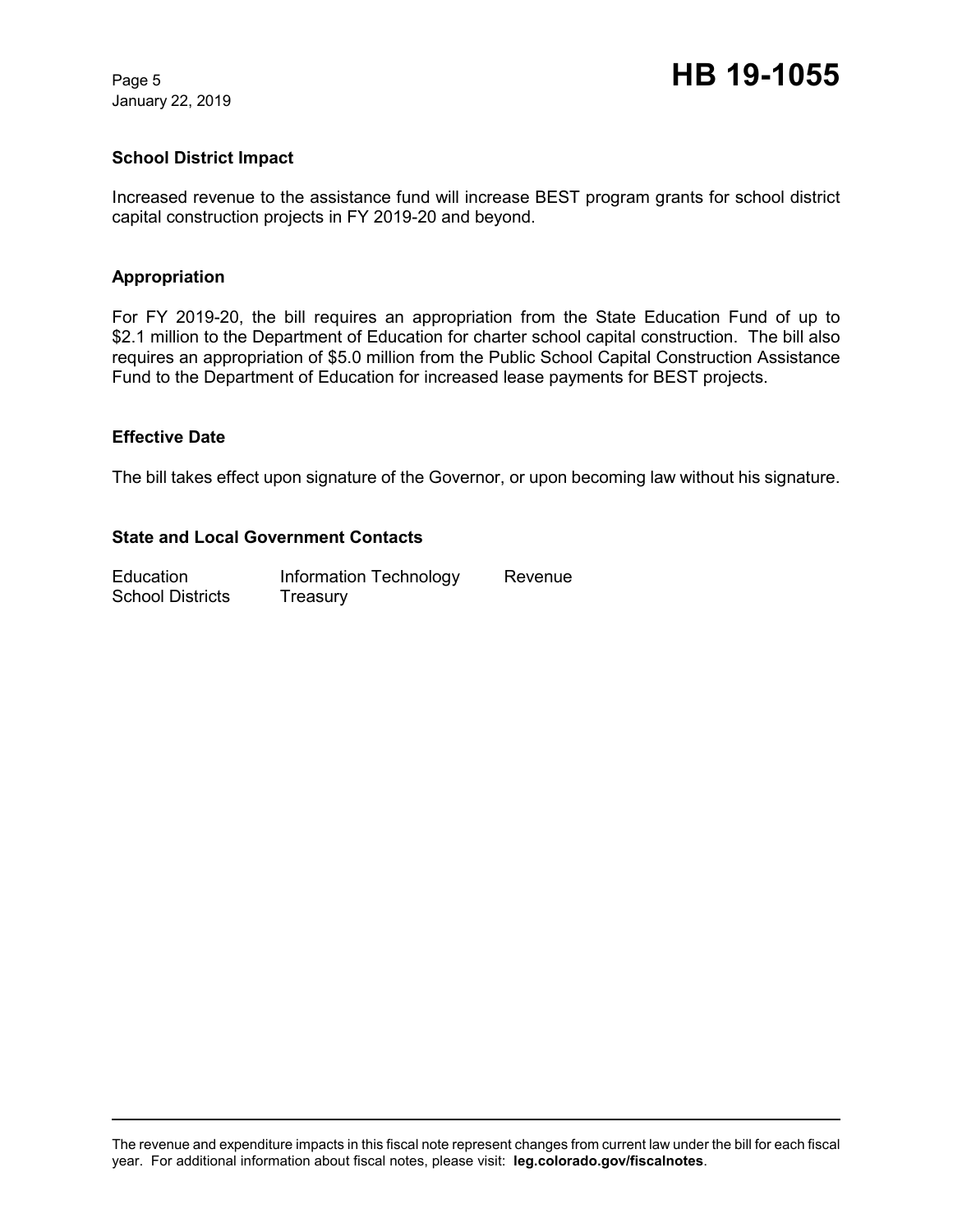### School District Impact

Increased revenue to the assistance fund will increase BEST program grants for school district capital construction projects in FY 2019-20 and beyond.

### Appropriation

For FY 2019-20, the bill requires an appropriation from the State Education Fund of up to $2.1 million to the Department of Education for charter school capital construction. The bill also requires an appropriation of $5.0 million from the Public School Capital Construction Assistance Fund to the Department of Education for increased lease payments for BEST projects.

### Effective Date

The bill takes effect upon signature of the Governor, or upon becoming law without his signature.

### State and Local Government Contacts

| | | |
|---|---|---|
| Education | Information Technology | Revenue |
| School Districts | Treasury | |

The revenue and expenditure impacts in this fiscal note represent changes from current law under the bill for each fiscal year. For additional information about fiscal notes, please visit: **leg.colorado.gov/fiscalnotes**.